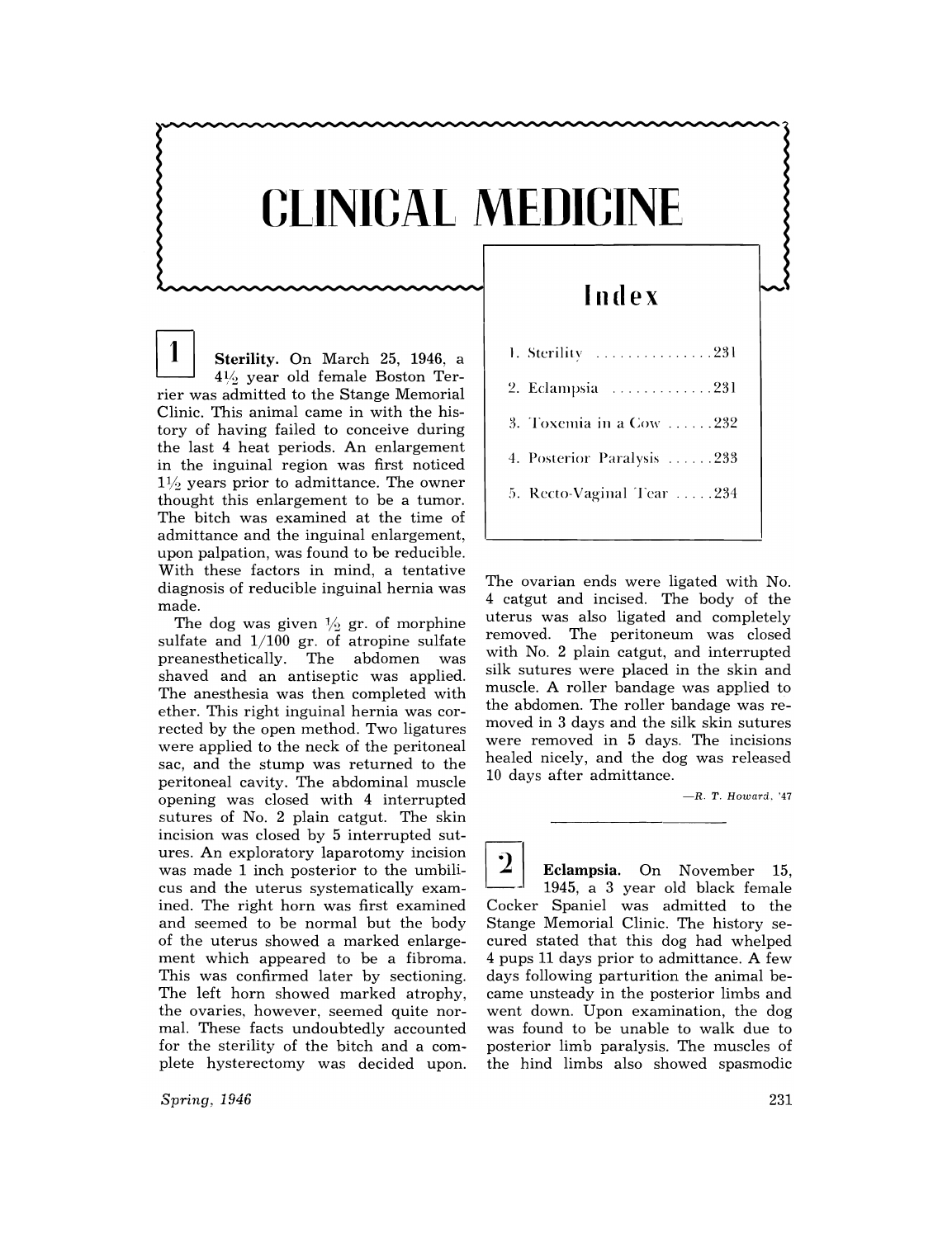# CLINICAL MEDICINE

## Index

1. Sterility ............... 231
2. Eclampsia ............. 231
3. Toxemia in a Cow ...... 232
4. Posterior Paralysis ...... 233
5. Recto-Vaginal Tear ..... 234

**1** **Sterility.** On March 25, 1946, a 4½ year old female Boston Terrier was admitted to the Stange Memorial Clinic. This animal came in with the history of having failed to conceive during the last 4 heat periods. An enlargement in the inguinal region was first noticed 1½ years prior to admittance. The owner thought this enlargement to be a tumor. The bitch was examined at the time of admittance and the inguinal enlargement, upon palpation, was found to be reducible. With these factors in mind, a tentative diagnosis of reducible inguinal hernia was made.

The dog was given ½ gr. of morphine sulfate and 1/100 gr. of atropine sulfate preanesthetically. The abdomen was shaved and an antiseptic was applied. The anesthesia was then completed with ether. This right inguinal hernia was corrected by the open method. Two ligatures were applied to the neck of the peritoneal sac, and the stump was returned to the peritoneal cavity. The abdominal muscle opening was closed with 4 interrupted sutures of No. 2 plain catgut. The skin incision was closed by 5 interrupted sutures. An exploratory laparotomy incision was made 1 inch posterior to the umbilicus and the uterus systematically examined. The right horn was first examined and seemed to be normal but the body of the uterus showed a marked enlargement which appeared to be a fibroma. This was confirmed later by sectioning. The left horn showed marked atrophy, the ovaries, however, seemed quite normal. These facts undoubtedly accounted for the sterility of the bitch and a complete hysterectomy was decided upon. The ovarian ends were ligated with No. 4 catgut and incised. The body of the uterus was also ligated and completely removed. The peritoneum was closed with No. 2 plain catgut, and interrupted silk sutures were placed in the skin and muscle. A roller bandage was applied to the abdomen. The roller bandage was removed in 3 days and the silk skin sutures were removed in 5 days. The incisions healed nicely, and the dog was released 10 days after admittance.

*—R. T. Howard, '47*

---

**2** **Eclampsia.** On November 15, 1945, a 3 year old black female Cocker Spaniel was admitted to the Stange Memorial Clinic. The history secured stated that this dog had whelped 4 pups 11 days prior to admittance. A few days following parturition the animal became unsteady in the posterior limbs and went down. Upon examination, the dog was found to be unable to walk due to posterior limb paralysis. The muscles of the hind limbs also showed spasmodic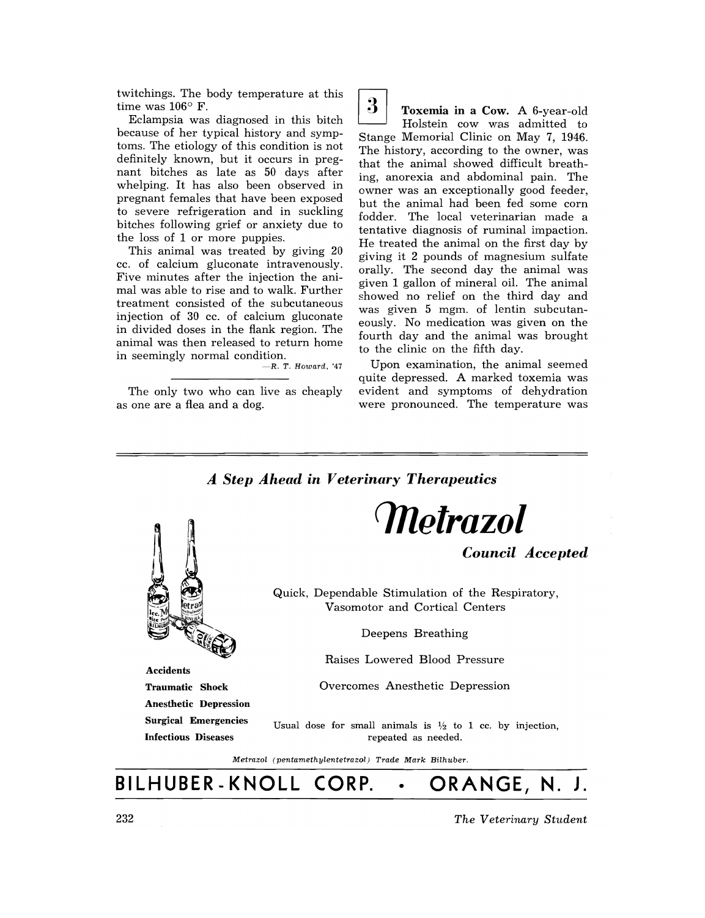twitchings. The body temperature at this time was 106° F.

Eclampsia was diagnosed in this bitch because of her typical history and symptoms. The etiology of this condition is not definitely known, but it occurs in pregnant bitches as late as 50 days after whelping. It has also been observed in pregnant females that have been exposed to severe refrigeration and in suckling bitches following grief or anxiety due to the loss of 1 or more puppies.

This animal was treated by giving 20 cc. of calcium gluconate intravenously. Five minutes after the injection the animal was able to rise and to walk. Further treatment consisted of the subcutaneous injection of 30 cc. of calcium gluconate in divided doses in the flank region. The animal was then released to return home in seemingly normal condition.

—*R. T. Howard, '47*

---

The only two who can live as cheaply as one are a flea and a dog.

**3** **Toxemia in a Cow.** A 6-year-old Holstein cow was admitted to Stange Memorial Clinic on May 7, 1946. The history, according to the owner, was that the animal showed difficult breathing, anorexia and abdominal pain. The owner was an exceptionally good feeder, but the animal had been fed some corn fodder. The local veterinarian made a tentative diagnosis of ruminal impaction. He treated the animal on the first day by giving it 2 pounds of magnesium sulfate orally. The second day the animal was given 1 gallon of mineral oil. The animal showed no relief on the third day and was given 5 mgm. of lentin subcutaneously. No medication was given on the fourth day and the animal was brought to the clinic on the fifth day.

Upon examination, the animal seemed quite depressed. A marked toxemia was evident and symptoms of dehydration were pronounced. The temperature was

---

***A Step Ahead in Veterinary Therapeutics***

# *Metrazol*

***Council Accepted***

Quick, Dependable Stimulation of the Respiratory, Vasomotor and Cortical Centers

Deepens Breathing

Raises Lowered Blood Pressure

Overcomes Anesthetic Depression

**Accidents**
**Traumatic Shock**
**Anesthetic Depression**
**Surgical Emergencies**
**Infectious Diseases**

Usual dose for small animals is ½ to 1 cc. by injection, repeated as needed.

*Metrazol (pentamethylentetrazol) Trade Mark Bilhuber.*

**BILHUBER-KNOLL CORP. • ORANGE, N. J.**